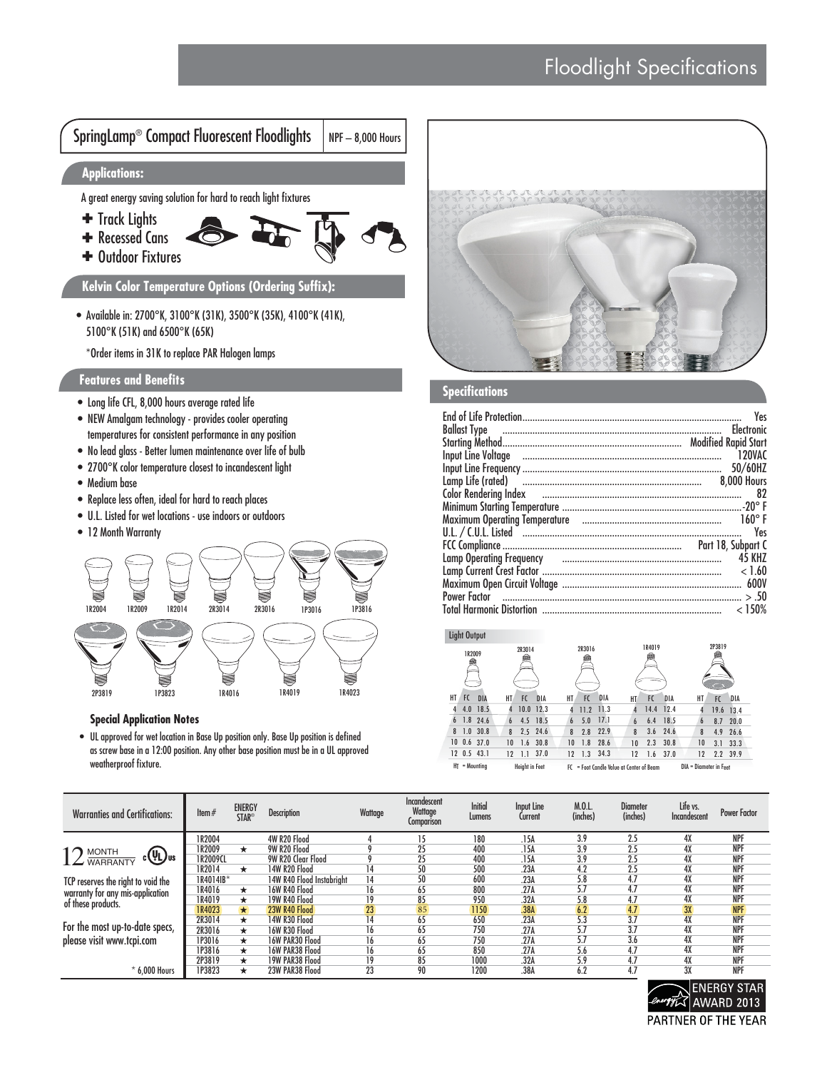# Floodlight Specifications

## SpringLamp® Compact Fluorescent Floodlights

NPF – 8,000 Hours

### Applications:

A great energy saving solution for hard to reach light fixtures

- Track Lights
- Recessed Cans
- Outdoor Fixtures

### Kelvin Color Temperature Options (Ordering Suffix):

- Available in: 2700°K, 3100°K (31K), 3500°K (35K), 4100°K (41K), 5100°K (51K) and 6500°K (65K)

*Order items in 31K to replace PAR Halogen lamps

### Features and Benefits

- Long life CFL, 8,000 hours average rated life
- NEW Amalgam technology - provides cooler operating temperatures for consistent performance in any position
- No lead glass - Better lumen maintenance over life of bulb
- 2700°K color temperature closest to incandescent light
- Medium base
- Replace less often, ideal for hard to reach places
- U.L. Listed for wet locations - use indoors or outdoors
- 12 Month Warranty

1R2004 1R2009 1R2014 2R3014 2R3016 1P3016 1P3816

2P3819 1P3823 1R4016 1R4019 1R4023

### Special Application Notes

- UL approved for wet location in Base Up position only. Base Up position is defined as screw base in a 12:00 position. Any other base position must be in a UL approved weatherproof fixture.

### Specifications

| | |
|---|---|
| End of Life Protection | Yes |
| Ballast Type | Electronic |
| Starting Method | Modified Rapid Start |
| Input Line Voltage | 120VAC |
| Input Line Frequency | 50/60HZ |
| Lamp Life (rated) | 8,000 Hours |
| Color Rendering Index | 82 |
| Minimum Starting Temperature | -20° F |
| Maximum Operating Temperature | 160° F |
| U.L. / C.U.L. Listed | Yes |
| FCC Compliance | Part 18, Subpart C |
| Lamp Operating Frequency | 45 KHZ |
| Lamp Current Crest Factor | < 1.60 |
| Maximum Open Circuit Voltage | 600V |
| Power Factor | > .50 |
| Total Harmonic Distortion | < 150% |

#### Light Output

| 1R2009 | | | 2R3014 | | | 2R3016 | | | 1R4019 | | | 2P3819 | | |
|---|---|---|---|---|---|---|---|---|---|---|---|---|---|---|
| HT | FC | DIA | HT | FC | DIA | HT | FC | DIA | HT | FC | DIA | HT | FC | DIA |
| 4 | 4.0 | 18.5 | 4 | 10.0 | 12.3 | 4 | 11.2 | 11.3 | 4 | 14.4 | 12.4 | 4 | 19.6 | 13.4 |
| 6 | 1.8 | 24.6 | 6 | 4.5 | 18.5 | 6 | 5.0 | 17.1 | 6 | 6.4 | 18.5 | 6 | 8.7 | 20.0 |
| 8 | 1.0 | 30.8 | 8 | 2.5 | 24.6 | 8 | 2.8 | 22.9 | 8 | 3.6 | 24.6 | 8 | 4.9 | 26.6 |
| 10 | 0.6 | 37.0 | 10 | 1.6 | 30.8 | 10 | 1.8 | 28.6 | 10 | 2.3 | 30.8 | 10 | 3.1 | 33.3 |
| 12 | 0.5 | 43.1 | 12 | 1.1 | 37.0 | 12 | 1.3 | 34.3 | 12 | 1.6 | 37.0 | 12 | 2.2 | 39.9 |

HT = Mounting Height in Feet FC = Foot Candle Value at Center of Beam DIA = Diameter in Feet

| Item # | ENERGY STAR® | Description | Wattage | Incandescent Wattage Comparison | Initial Lumens | Input Line Current | M.O.L. (inches) | Diameter (inches) | Life vs. Incandescent | Power Factor |
|---|---|---|---|---|---|---|---|---|---|---|
| 1R2004 | | 4W R20 Flood | 4 | 15 | 180 | .15A | 3.9 | 2.5 | 4X | NPF |
| 1R2009 | ★ | 9W R20 Flood | 9 | 25 | 400 | .15A | 3.9 | 2.5 | 4X | NPF |
| 1R2009CL | | 9W R20 Clear Flood | 9 | 25 | 400 | .15A | 3.9 | 2.5 | 4X | NPF |
| 1R2014 | ★ | 14W R20 Flood | 14 | 50 | 500 | .23A | 4.2 | 2.5 | 4X | NPF |
| 1R4014IB* | | 14W R40 Flood Instabright | 14 | 50 | 600 | .23A | 5.8 | 4.7 | 4X | NPF |
| 1R4016 | ★ | 16W R40 Flood | 16 | 65 | 800 | .27A | 5.7 | 4.7 | 4X | NPF |
| 1R4019 | ★ | 19W R40 Flood | 19 | 85 | 950 | .32A | 5.8 | 4.7 | 4X | NPF |
| 1R4023 | ★ | 23W R40 Flood | 23 | 85 | 1150 | .38A | 6.2 | 4.7 | 3X | NPF |
| 2R3014 | ★ | 14W R30 Flood | 14 | 65 | 650 | .23A | 5.3 | 3.7 | 4X | NPF |
| 2R3016 | ★ | 16W R30 Flood | 16 | 65 | 750 | .27A | 5.7 | 3.7 | 4X | NPF |
| 1P3016 | ★ | 16W PAR30 Flood | 16 | 65 | 750 | .27A | 5.7 | 3.6 | 4X | NPF |
| 1P3816 | ★ | 16W PAR38 Flood | 16 | 65 | 850 | .27A | 5.6 | 4.7 | 4X | NPF |
| 2P3819 | ★ | 19W PAR38 Flood | 19 | 85 | 1000 | .32A | 5.9 | 4.7 | 4X | NPF |
| 1P3823 | ★ | 23W PAR38 Flood | 23 | 90 | 1200 | .38A | 6.2 | 4.7 | 3X | NPF |

**Warranties and Certifications:**

12 MONTH WARRANTY c UL us

TCP reserves the right to void the warranty for any mis-application of these products.

For the most up-to-date specs, please visit www.tcpi.com

* 6,000 Hours

ENERGY STAR AWARD 2013 PARTNER OF THE YEAR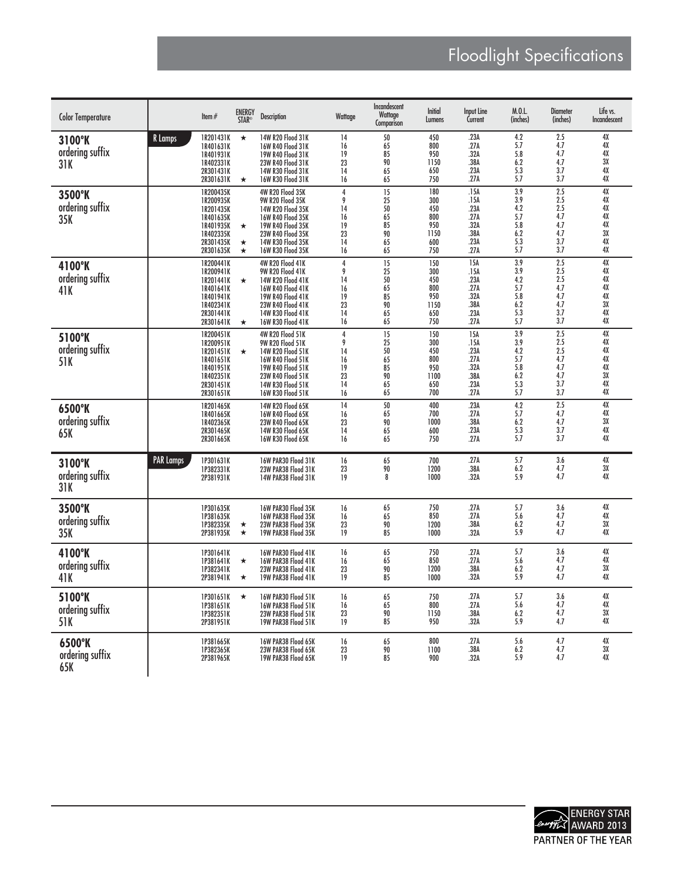# Floodlight Specifications

| Color Temperature | | Item # | ENERGY STAR® | Description | Wattage | Incandescent Wattage Comparison | Initial Lumens | Input Line Current | M.O.L. (inches) | Diameter (inches) | Life vs. Incandescent |
|---|---|---|---|---|---|---|---|---|---|---|---|
| **3100°K** ordering suffix 31K | R Lamps | 1R201431K | ★ | 14W R20 Flood 31K | 14 | 50 | 450 | .23A | 4.2 | 2.5 | 4X |
| | | 1R401631K | | 16W R40 Flood 31K | 16 | 65 | 800 | .27A | 5.7 | 4.7 | 4X |
| | | 1R401931K | | 19W R40 Flood 31K | 19 | 85 | 950 | .32A | 5.8 | 4.7 | 4X |
| | | 1R402331K | | 23W R40 Flood 31K | 23 | 90 | 1150 | .38A | 6.2 | 4.7 | 3X |
| | | 2R301431K | | 14W R30 Flood 31K | 14 | 65 | 650 | .23A | 5.3 | 3.7 | 4X |
| | | 2R301631K | ★ | 16W R30 Flood 31K | 16 | 65 | 750 | .27A | 5.7 | 3.7 | 4X |
| **3500°K** ordering suffix 35K | | 1R200435K | | 4W R20 Flood 35K | 4 | 15 | 180 | .15A | 3.9 | 2.5 | 4X |
| | | 1R200935K | | 9W R20 Flood 35K | 9 | 25 | 300 | .15A | 3.9 | 2.5 | 4X |
| | | 1R201435K | | 14W R20 Flood 35K | 14 | 50 | 450 | .23A | 4.2 | 2.5 | 4X |
| | | 1R401635K | | 16W R40 Flood 35K | 16 | 65 | 800 | .27A | 5.7 | 4.7 | 4X |
| | | 1R401935K | ★ | 19W R40 Flood 35K | 19 | 85 | 950 | .32A | 5.8 | 4.7 | 4X |
| | | 1R402335K | | 23W R40 Flood 35K | 23 | 90 | 1150 | .38A | 6.2 | 4.7 | 3X |
| | | 2R301435K | ★ | 14W R30 Flood 35K | 14 | 65 | 600 | .23A | 5.3 | 3.7 | 4X |
| | | 2R301635K | ★ | 16W R30 Flood 35K | 16 | 65 | 750 | .27A | 5.7 | 3.7 | 4X |
| **4100°K** ordering suffix 41K | | 1R200441K | | 4W R20 Flood 41K | 4 | 15 | 150 | 15A | 3.9 | 2.5 | 4X |
| | | 1R200941K | | 9W R20 Flood 41K | 9 | 25 | 300 | .15A | 3.9 | 2.5 | 4X |
| | | 1R201441K | ★ | 14W R20 Flood 41K | 14 | 50 | 450 | .23A | 4.2 | 2.5 | 4X |
| | | 1R401641K | | 16W R40 Flood 41K | 16 | 65 | 800 | .27A | 5.7 | 4.7 | 4X |
| | | 1R401941K | | 19W R40 Flood 41K | 19 | 85 | 950 | .32A | 5.8 | 4.7 | 4X |
| | | 1R402341K | | 23W R40 Flood 41K | 23 | 90 | 1150 | .38A | 6.2 | 4.7 | 3X |
| | | 2R301441K | | 14W R30 Flood 41K | 14 | 65 | 650 | .23A | 5.3 | 3.7 | 4X |
| | | 2R301641K | ★ | 16W R30 Flood 41K | 16 | 65 | 750 | .27A | 5.7 | 3.7 | 4X |
| **5100°K** ordering suffix 51K | | 1R200451K | | 4W R20 Flood 51K | 4 | 15 | 150 | 15A | 3.9 | 2.5 | 4X |
| | | 1R200951K | | 9W R20 Flood 51K | 9 | 25 | 300 | .15A | 3.9 | 2.5 | 4X |
| | | 1R201451K | ★ | 14W R20 Flood 51K | 14 | 50 | 450 | .23A | 4.2 | 2.5 | 4X |
| | | 1R401651K | | 16W R40 Flood 51K | 16 | 65 | 800 | .27A | 5.7 | 4.7 | 4X |
| | | 1R401951K | | 19W R40 Flood 51K | 19 | 85 | 950 | .32A | 5.8 | 4.7 | 4X |
| | | 1R402351K | | 23W R40 Flood 51K | 23 | 90 | 1100 | .38A | 6.2 | 4.7 | 3X |
| | | 2R301451K | | 14W R30 Flood 51K | 14 | 65 | 650 | .23A | 5.3 | 3.7 | 4X |
| | | 2R301651K | | 16W R30 Flood 51K | 16 | 65 | 700 | .27A | 5.7 | 3.7 | 4X |
| **6500°K** ordering suffix 65K | | 1R201465K | | 14W R20 Flood 65K | 14 | 50 | 400 | .23A | 4.2 | 2.5 | 4X |
| | | 1R401665K | | 16W R40 Flood 65K | 16 | 65 | 700 | .27A | 5.7 | 4.7 | 4X |
| | | 1R402365K | | 23W R40 Flood 65K | 23 | 90 | 1000 | .38A | 6.2 | 4.7 | 3X |
| | | 2R301465K | | 14W R30 Flood 65K | 14 | 65 | 600 | .23A | 5.3 | 3.7 | 4X |
| | | 2R301665K | | 16W R30 Flood 65K | 16 | 65 | 750 | .27A | 5.7 | 3.7 | 4X |
| **3100°K** ordering suffix 31K | PAR Lamps | 1P301631K | | 16W PAR30 Flood 31K | 16 | 65 | 700 | .27A | 5.7 | 3.6 | 4X |
| | | 1P382331K | | 23W PAR38 Flood 31K | 23 | 90 | 1200 | .38A | 6.2 | 4.7 | 3X |
| | | 2P381931K | | 14W PAR38 Flood 31K | 19 | 8 | 1000 | .32A | 5.9 | 4.7 | 4X |
| **3500°K** ordering suffix 35K | | 1P301635K | | 16W PAR30 Flood 35K | 16 | 65 | 750 | .27A | 5.7 | 3.6 | 4X |
| | | 1P381635K | | 16W PAR38 Flood 35K | 16 | 65 | 850 | .27A | 5.6 | 4.7 | 4X |
| | | 1P382335K | ★ | 23W PAR38 Flood 35K | 23 | 90 | 1200 | .38A | 6.2 | 4.7 | 3X |
| | | 2P381935K | ★ | 19W PAR38 Flood 35K | 19 | 85 | 1000 | .32A | 5.9 | 4.7 | 4X |
| **4100°K** ordering suffix 41K | | 1P301641K | | 16W PAR30 Flood 41K | 16 | 65 | 750 | .27A | 5.7 | 3.6 | 4X |
| | | 1P381641K | ★ | 16W PAR38 Flood 41K | 16 | 65 | 850 | .27A | 5.6 | 4.7 | 4X |
| | | 1P382341K | | 23W PAR38 Flood 41K | 23 | 90 | 1200 | .38A | 6.2 | 4.7 | 3X |
| | | 2P381941K | ★ | 19W PAR38 Flood 41K | 19 | 85 | 1000 | .32A | 5.9 | 4.7 | 4X |
| **5100°K** ordering suffix 51K | | 1P301651K | ★ | 16W PAR30 Flood 51K | 16 | 65 | 750 | .27A | 5.7 | 3.6 | 4X |
| | | 1P381651K | | 16W PAR38 Flood 51K | 16 | 65 | 800 | .27A | 5.6 | 4.7 | 4X |
| | | 1P382351K | | 23W PAR38 Flood 51K | 23 | 90 | 1150 | .38A | 6.2 | 4.7 | 3X |
| | | 2P381951K | | 19W PAR38 Flood 51K | 19 | 85 | 950 | .32A | 5.9 | 4.7 | 4X |
| **6500°K** ordering suffix 65K | | 1P381665K | | 16W PAR38 Flood 65K | 16 | 65 | 800 | .27A | 5.6 | 4.7 | 4X |
| | | 1P382365K | | 23W PAR38 Flood 65K | 23 | 90 | 1100 | .38A | 6.2 | 4.7 | 3X |
| | | 2P381965K | | 19W PAR38 Flood 65K | 19 | 85 | 900 | .32A | 5.9 | 4.7 | 4X |

ENERGY STAR AWARD 2013
PARTNER OF THE YEAR